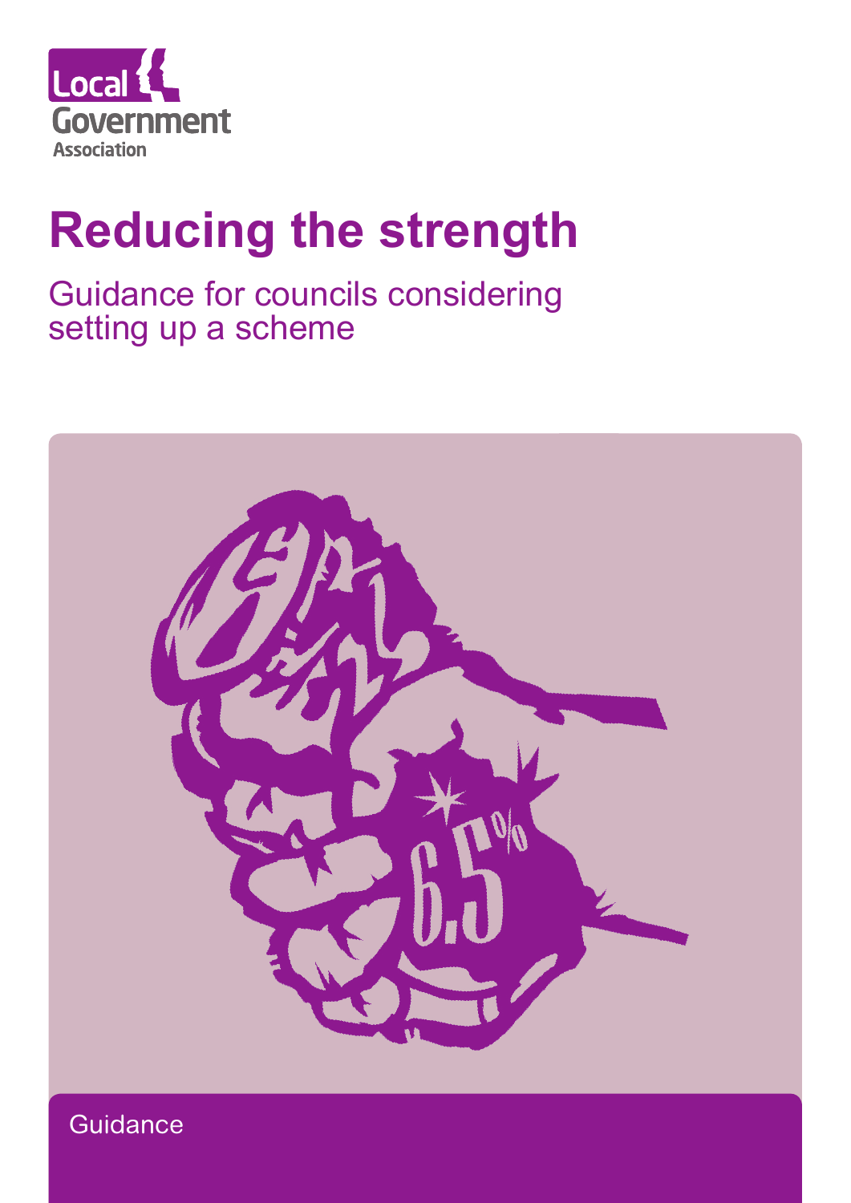Local Government Association

# Reducing the strength

## Guidance for councils considering setting up a scheme

Guidance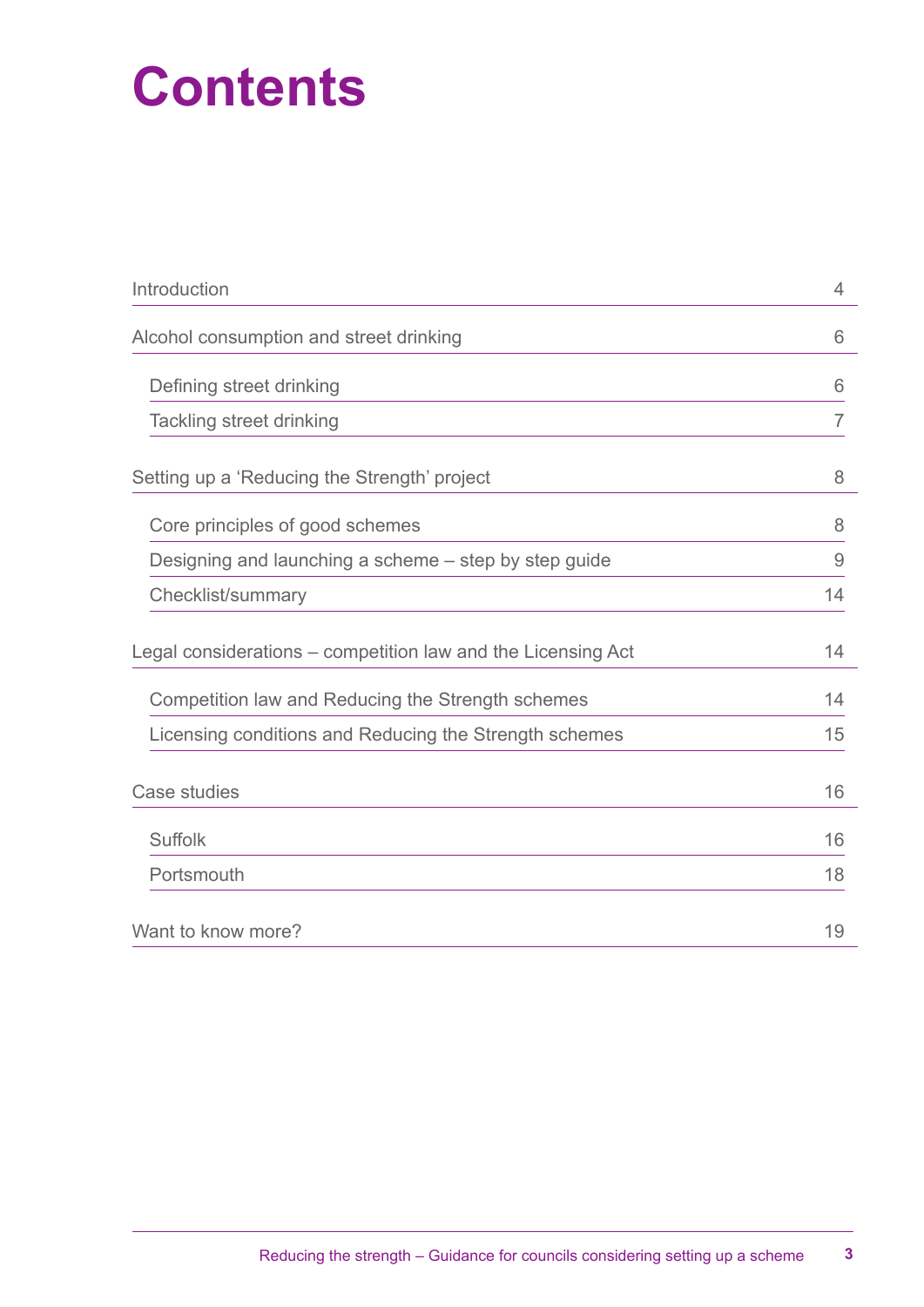# Contents

| | |
|---|---|
| Introduction | 4 |
| Alcohol consumption and street drinking | 6 |
| Defining street drinking | 6 |
| Tackling street drinking | 7 |
| Setting up a 'Reducing the Strength' project | 8 |
| Core principles of good schemes | 8 |
| Designing and launching a scheme – step by step guide | 9 |
| Checklist/summary | 14 |
| Legal considerations – competition law and the Licensing Act | 14 |
| Competition law and Reducing the Strength schemes | 14 |
| Licensing conditions and Reducing the Strength schemes | 15 |
| Case studies | 16 |
| Suffolk | 16 |
| Portsmouth | 18 |
| Want to know more? | 19 |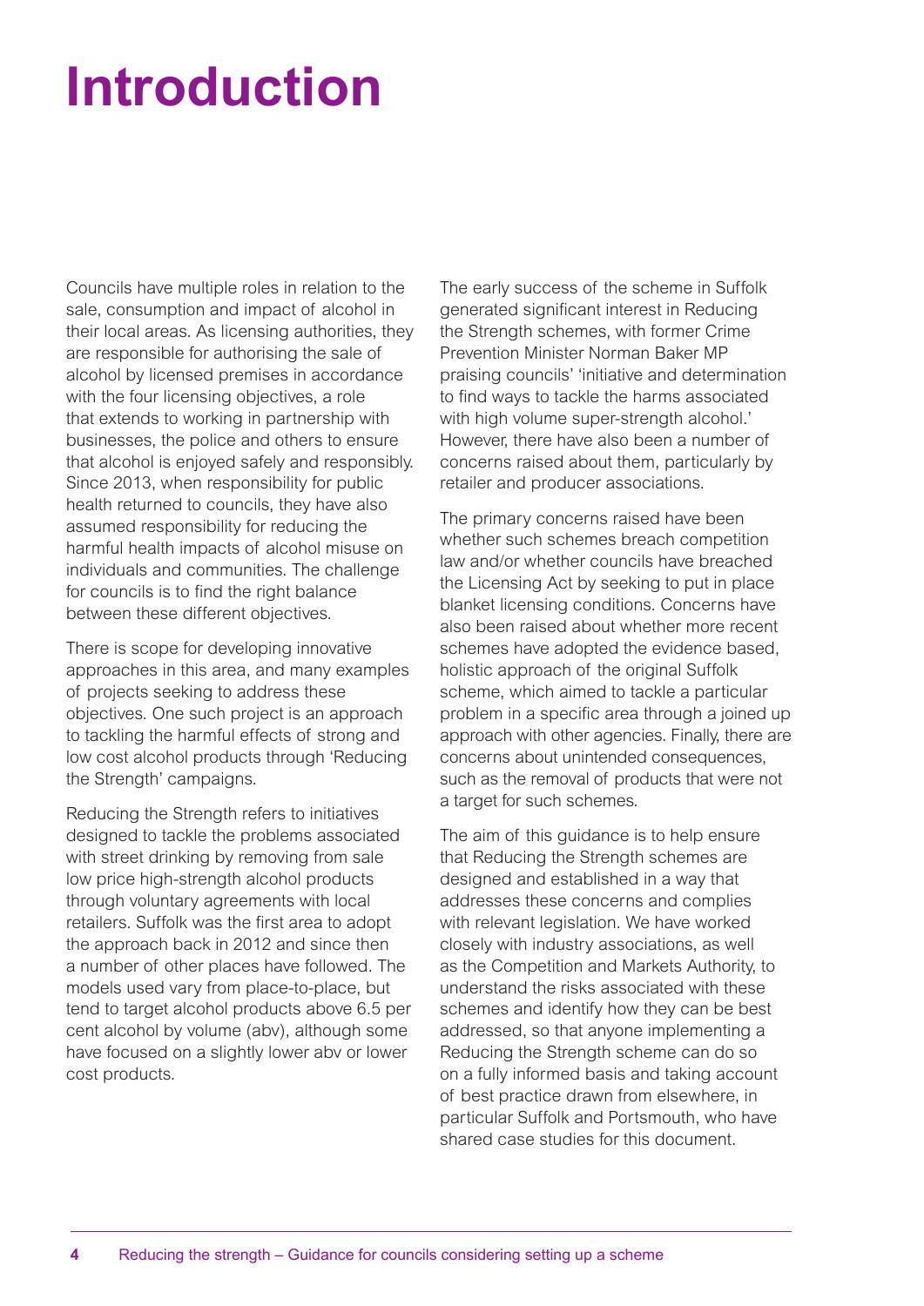# Introduction

Councils have multiple roles in relation to the sale, consumption and impact of alcohol in their local areas. As licensing authorities, they are responsible for authorising the sale of alcohol by licensed premises in accordance with the four licensing objectives, a role that extends to working in partnership with businesses, the police and others to ensure that alcohol is enjoyed safely and responsibly. Since 2013, when responsibility for public health returned to councils, they have also assumed responsibility for reducing the harmful health impacts of alcohol misuse on individuals and communities. The challenge for councils is to find the right balance between these different objectives.

There is scope for developing innovative approaches in this area, and many examples of projects seeking to address these objectives. One such project is an approach to tackling the harmful effects of strong and low cost alcohol products through 'Reducing the Strength' campaigns.

Reducing the Strength refers to initiatives designed to tackle the problems associated with street drinking by removing from sale low price high-strength alcohol products through voluntary agreements with local retailers. Suffolk was the first area to adopt the approach back in 2012 and since then a number of other places have followed. The models used vary from place-to-place, but tend to target alcohol products above 6.5 per cent alcohol by volume (abv), although some have focused on a slightly lower abv or lower cost products.

The early success of the scheme in Suffolk generated significant interest in Reducing the Strength schemes, with former Crime Prevention Minister Norman Baker MP praising councils' 'initiative and determination to find ways to tackle the harms associated with high volume super-strength alcohol.' However, there have also been a number of concerns raised about them, particularly by retailer and producer associations.

The primary concerns raised have been whether such schemes breach competition law and/or whether councils have breached the Licensing Act by seeking to put in place blanket licensing conditions. Concerns have also been raised about whether more recent schemes have adopted the evidence based, holistic approach of the original Suffolk scheme, which aimed to tackle a particular problem in a specific area through a joined up approach with other agencies. Finally, there are concerns about unintended consequences, such as the removal of products that were not a target for such schemes.

The aim of this guidance is to help ensure that Reducing the Strength schemes are designed and established in a way that addresses these concerns and complies with relevant legislation. We have worked closely with industry associations, as well as the Competition and Markets Authority, to understand the risks associated with these schemes and identify how they can be best addressed, so that anyone implementing a Reducing the Strength scheme can do so on a fully informed basis and taking account of best practice drawn from elsewhere, in particular Suffolk and Portsmouth, who have shared case studies for this document.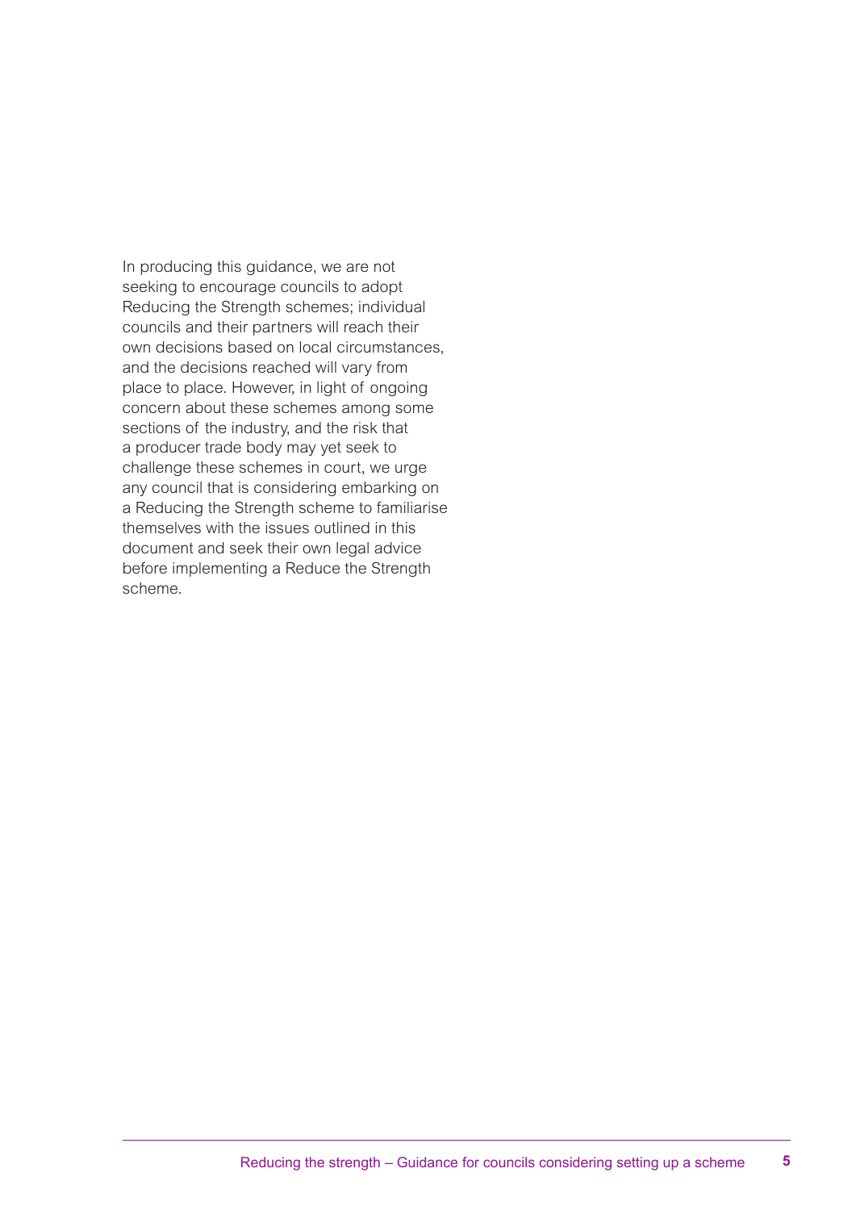In producing this guidance, we are not seeking to encourage councils to adopt Reducing the Strength schemes; individual councils and their partners will reach their own decisions based on local circumstances, and the decisions reached will vary from place to place. However, in light of ongoing concern about these schemes among some sections of the industry, and the risk that a producer trade body may yet seek to challenge these schemes in court, we urge any council that is considering embarking on a Reducing the Strength scheme to familiarise themselves with the issues outlined in this document and seek their own legal advice before implementing a Reduce the Strength scheme.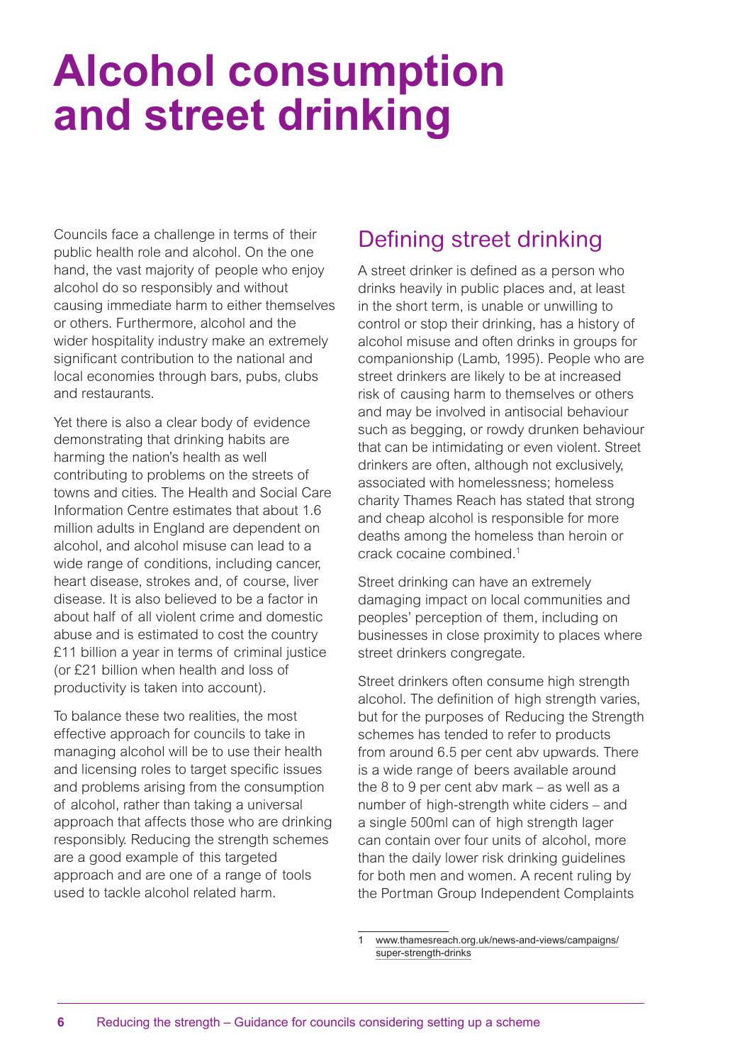# Alcohol consumption and street drinking

Councils face a challenge in terms of their public health role and alcohol. On the one hand, the vast majority of people who enjoy alcohol do so responsibly and without causing immediate harm to either themselves or others. Furthermore, alcohol and the wider hospitality industry make an extremely significant contribution to the national and local economies through bars, pubs, clubs and restaurants.

Yet there is also a clear body of evidence demonstrating that drinking habits are harming the nation's health as well contributing to problems on the streets of towns and cities. The Health and Social Care Information Centre estimates that about 1.6 million adults in England are dependent on alcohol, and alcohol misuse can lead to a wide range of conditions, including cancer, heart disease, strokes and, of course, liver disease. It is also believed to be a factor in about half of all violent crime and domestic abuse and is estimated to cost the country £11 billion a year in terms of criminal justice (or £21 billion when health and loss of productivity is taken into account).

To balance these two realities, the most effective approach for councils to take in managing alcohol will be to use their health and licensing roles to target specific issues and problems arising from the consumption of alcohol, rather than taking a universal approach that affects those who are drinking responsibly. Reducing the strength schemes are a good example of this targeted approach and are one of a range of tools used to tackle alcohol related harm.

## Defining street drinking

A street drinker is defined as a person who drinks heavily in public places and, at least in the short term, is unable or unwilling to control or stop their drinking, has a history of alcohol misuse and often drinks in groups for companionship (Lamb, 1995). People who are street drinkers are likely to be at increased risk of causing harm to themselves or others and may be involved in antisocial behaviour such as begging, or rowdy drunken behaviour that can be intimidating or even violent. Street drinkers are often, although not exclusively, associated with homelessness; homeless charity Thames Reach has stated that strong and cheap alcohol is responsible for more deaths among the homeless than heroin or crack cocaine combined.[1]

Street drinking can have an extremely damaging impact on local communities and peoples' perception of them, including on businesses in close proximity to places where street drinkers congregate.

Street drinkers often consume high strength alcohol. The definition of high strength varies, but for the purposes of Reducing the Strength schemes has tended to refer to products from around 6.5 per cent abv upwards. There is a wide range of beers available around the 8 to 9 per cent abv mark – as well as a number of high-strength white ciders – and a single 500ml can of high strength lager can contain over four units of alcohol, more than the daily lower risk drinking guidelines for both men and women. A recent ruling by the Portman Group Independent Complaints

1 www.thamesreach.org.uk/news-and-views/campaigns/super-strength-drinks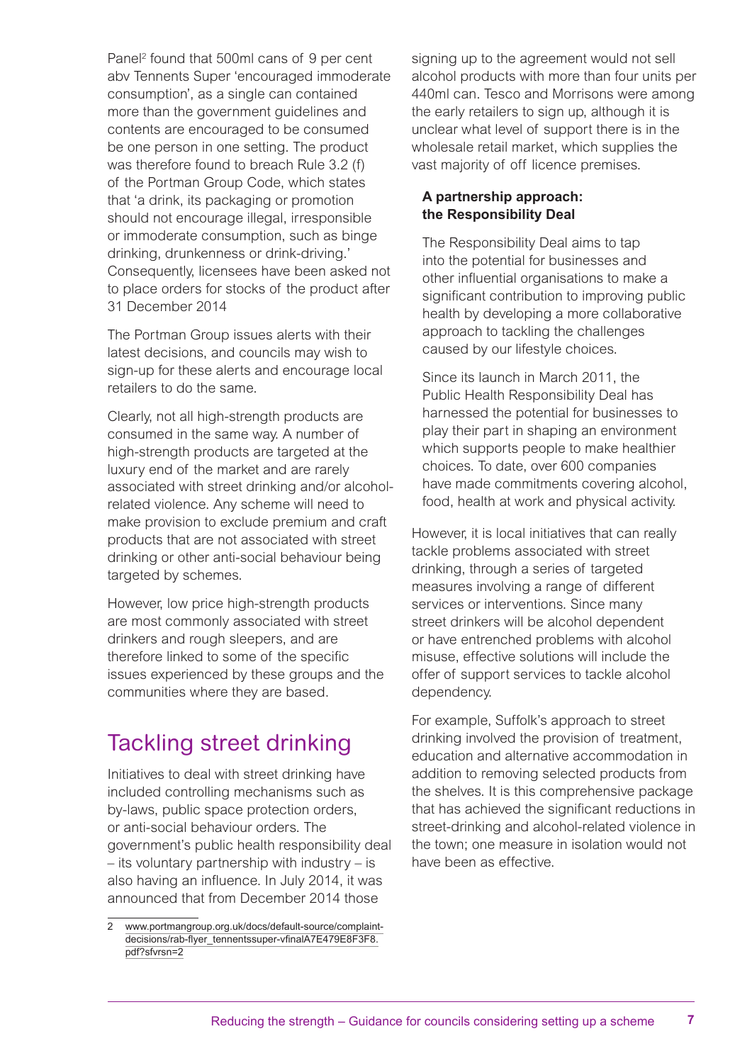Panel[2] found that 500ml cans of 9 per cent abv Tennents Super 'encouraged immoderate consumption', as a single can contained more than the government guidelines and contents are encouraged to be consumed be one person in one setting. The product was therefore found to breach Rule 3.2 (f) of the Portman Group Code, which states that 'a drink, its packaging or promotion should not encourage illegal, irresponsible or immoderate consumption, such as binge drinking, drunkenness or drink-driving.' Consequently, licensees have been asked not to place orders for stocks of the product after 31 December 2014

The Portman Group issues alerts with their latest decisions, and councils may wish to sign-up for these alerts and encourage local retailers to do the same.

Clearly, not all high-strength products are consumed in the same way. A number of high-strength products are targeted at the luxury end of the market and are rarely associated with street drinking and/or alcohol-related violence. Any scheme will need to make provision to exclude premium and craft products that are not associated with street drinking or other anti-social behaviour being targeted by schemes.

However, low price high-strength products are most commonly associated with street drinkers and rough sleepers, and are therefore linked to some of the specific issues experienced by these groups and the communities where they are based.

## Tackling street drinking

Initiatives to deal with street drinking have included controlling mechanisms such as by-laws, public space protection orders, or anti-social behaviour orders. The government's public health responsibility deal – its voluntary partnership with industry – is also having an influence. In July 2014, it was announced that from December 2014 those signing up to the agreement would not sell alcohol products with more than four units per 440ml can. Tesco and Morrisons were among the early retailers to sign up, although it is unclear what level of support there is in the wholesale retail market, which supplies the vast majority of off licence premises.

### A partnership approach: the Responsibility Deal

The Responsibility Deal aims to tap into the potential for businesses and other influential organisations to make a significant contribution to improving public health by developing a more collaborative approach to tackling the challenges caused by our lifestyle choices.

Since its launch in March 2011, the Public Health Responsibility Deal has harnessed the potential for businesses to play their part in shaping an environment which supports people to make healthier choices. To date, over 600 companies have made commitments covering alcohol, food, health at work and physical activity.

However, it is local initiatives that can really tackle problems associated with street drinking, through a series of targeted measures involving a range of different services or interventions. Since many street drinkers will be alcohol dependent or have entrenched problems with alcohol misuse, effective solutions will include the offer of support services to tackle alcohol dependency.

For example, Suffolk's approach to street drinking involved the provision of treatment, education and alternative accommodation in addition to removing selected products from the shelves. It is this comprehensive package that has achieved the significant reductions in street-drinking and alcohol-related violence in the town; one measure in isolation would not have been as effective.

2 www.portmangroup.org.uk/docs/default-source/complaint-decisions/rab-flyer_tennentssuper-vfinalA7E479E8F3F8.pdf?sfvrsn=2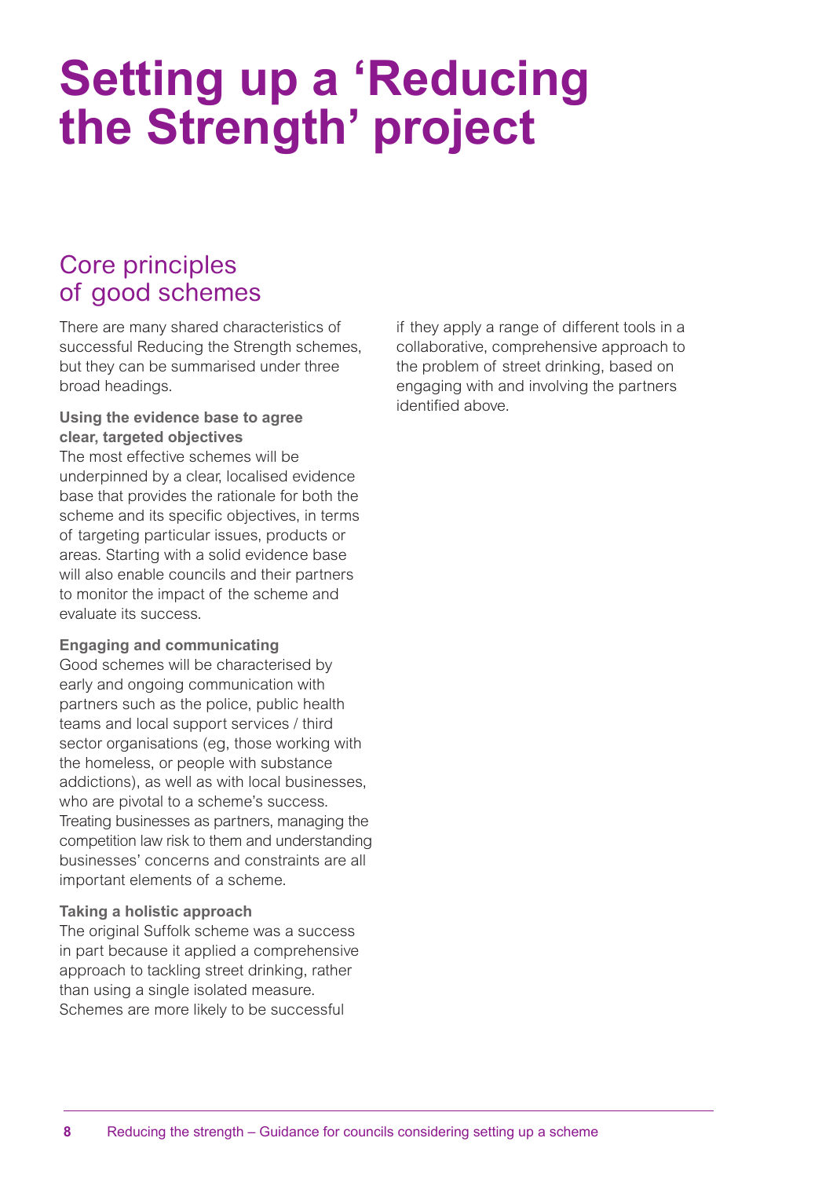# Setting up a 'Reducing the Strength' project

## Core principles of good schemes

There are many shared characteristics of successful Reducing the Strength schemes, but they can be summarised under three broad headings.

**Using the evidence base to agree clear, targeted objectives**

The most effective schemes will be underpinned by a clear, localised evidence base that provides the rationale for both the scheme and its specific objectives, in terms of targeting particular issues, products or areas. Starting with a solid evidence base will also enable councils and their partners to monitor the impact of the scheme and evaluate its success.

**Engaging and communicating**

Good schemes will be characterised by early and ongoing communication with partners such as the police, public health teams and local support services / third sector organisations (eg, those working with the homeless, or people with substance addictions), as well as with local businesses, who are pivotal to a scheme's success. Treating businesses as partners, managing the competition law risk to them and understanding businesses' concerns and constraints are all important elements of a scheme.

**Taking a holistic approach**

The original Suffolk scheme was a success in part because it applied a comprehensive approach to tackling street drinking, rather than using a single isolated measure. Schemes are more likely to be successful if they apply a range of different tools in a collaborative, comprehensive approach to the problem of street drinking, based on engaging with and involving the partners identified above.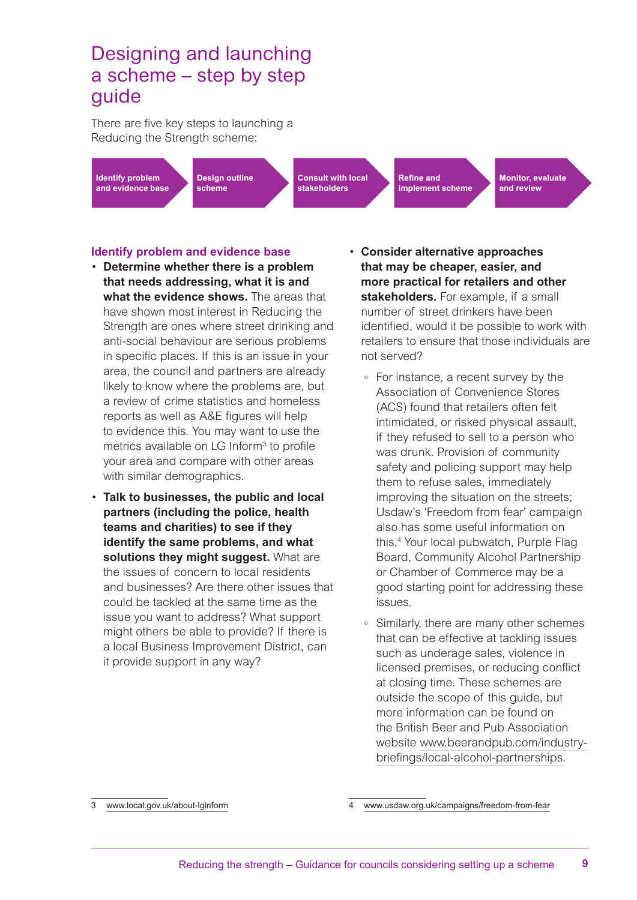# Designing and launching a scheme – step by step guide

There are five key steps to launching a Reducing the Strength scheme:

Identify problem and evidence base → Design outline scheme → Consult with local stakeholders → Refine and implement scheme → Monitor, evaluate and review

## Identify problem and evidence base

- **Determine whether there is a problem that needs addressing, what it is and what the evidence shows.** The areas that have shown most interest in Reducing the Strength are ones where street drinking and anti-social behaviour are serious problems in specific places. If this is an issue in your area, the council and partners are already likely to know where the problems are, but a review of crime statistics and homeless reports as well as A&E figures will help to evidence this. You may want to use the metrics available on LG Inform[3] to profile your area and compare with other areas with similar demographics.
- **Talk to businesses, the public and local partners (including the police, health teams and charities) to see if they identify the same problems, and what solutions they might suggest.** What are the issues of concern to local residents and businesses? Are there other issues that could be tackled at the same time as the issue you want to address? What support might others be able to provide? If there is a local Business Improvement District, can it provide support in any way?
- **Consider alternative approaches that may be cheaper, easier, and more practical for retailers and other stakeholders.** For example, if a small number of street drinkers have been identified, would it be possible to work with retailers to ensure that those individuals are not served?
  - For instance, a recent survey by the Association of Convenience Stores (ACS) found that retailers often felt intimidated, or risked physical assault, if they refused to sell to a person who was drunk. Provision of community safety and policing support may help them to refuse sales, immediately improving the situation on the streets; Usdaw's 'Freedom from fear' campaign also has some useful information on this.[4] Your local pubwatch, Purple Flag Board, Community Alcohol Partnership or Chamber of Commerce may be a good starting point for addressing these issues.
  - Similarly, there are many other schemes that can be effective at tackling issues such as underage sales, violence in licensed premises, or reducing conflict at closing time. These schemes are outside the scope of this guide, but more information can be found on the British Beer and Pub Association website www.beerandpub.com/industry-briefings/local-alcohol-partnerships.

---

3 www.local.gov.uk/about-lginform

4 www.usdaw.org.uk/campaigns/freedom-from-fear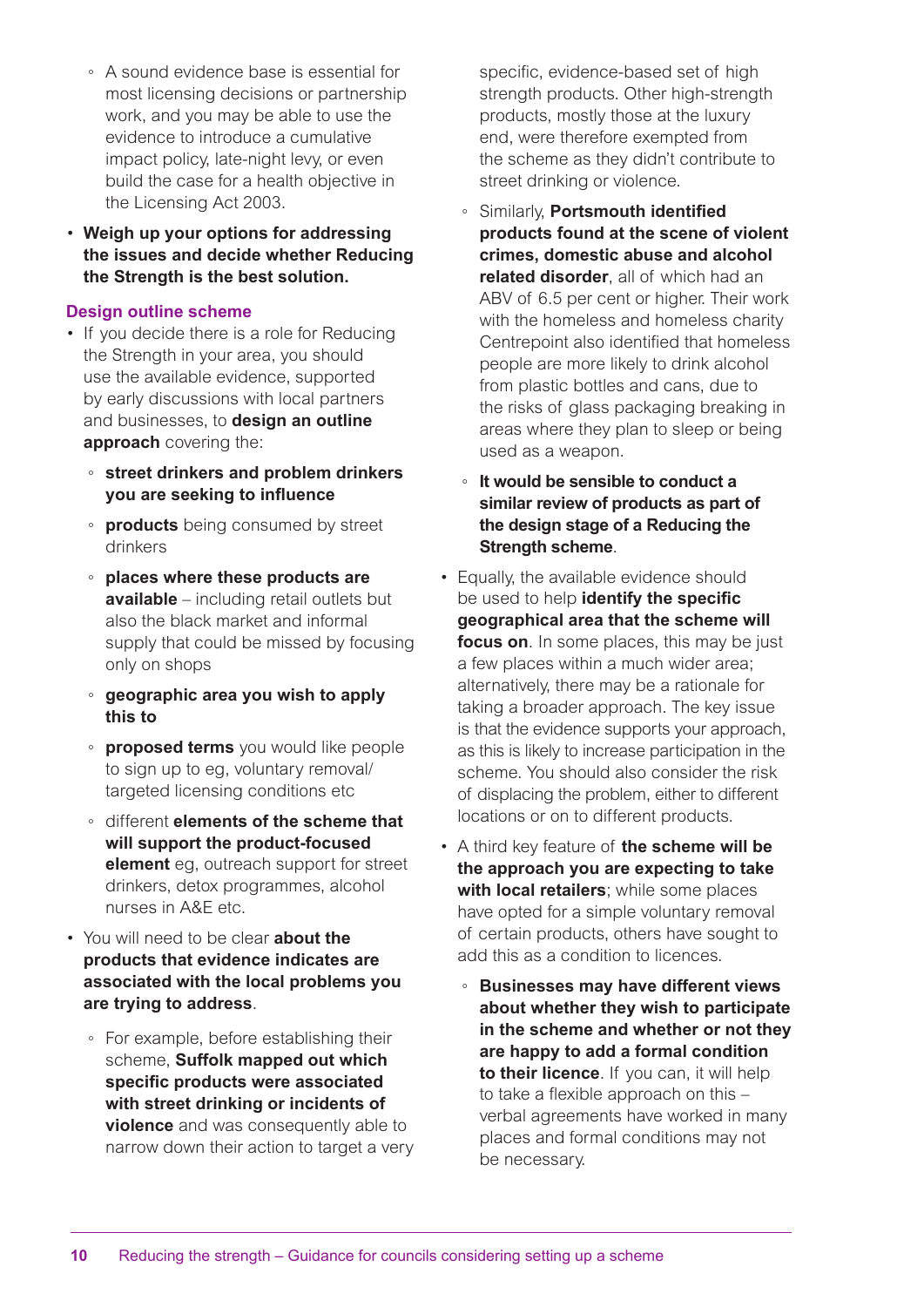- A sound evidence base is essential for most licensing decisions or partnership work, and you may be able to use the evidence to introduce a cumulative impact policy, late-night levy, or even build the case for a health objective in the Licensing Act 2003.
- **Weigh up your options for addressing the issues and decide whether Reducing the Strength is the best solution.**

### Design outline scheme

- If you decide there is a role for Reducing the Strength in your area, you should use the available evidence, supported by early discussions with local partners and businesses, to **design an outline approach** covering the:
  - **street drinkers and problem drinkers you are seeking to influence**
  - **products** being consumed by street drinkers
  - **places where these products are available** – including retail outlets but also the black market and informal supply that could be missed by focusing only on shops
  - **geographic area you wish to apply this to**
  - **proposed terms** you would like people to sign up to eg, voluntary removal/ targeted licensing conditions etc
  - different **elements of the scheme that will support the product-focused element** eg, outreach support for street drinkers, detox programmes, alcohol nurses in A&E etc.
- You will need to be clear **about the products that evidence indicates are associated with the local problems you are trying to address**.
  - For example, before establishing their scheme, **Suffolk mapped out which specific products were associated with street drinking or incidents of violence** and was consequently able to narrow down their action to target a very specific, evidence-based set of high strength products. Other high-strength products, mostly those at the luxury end, were therefore exempted from the scheme as they didn't contribute to street drinking or violence.
  - Similarly, **Portsmouth identified products found at the scene of violent crimes, domestic abuse and alcohol related disorder**, all of which had an ABV of 6.5 per cent or higher. Their work with the homeless and homeless charity Centrepoint also identified that homeless people are more likely to drink alcohol from plastic bottles and cans, due to the risks of glass packaging breaking in areas where they plan to sleep or being used as a weapon.
  - **It would be sensible to conduct a similar review of products as part of the design stage of a Reducing the Strength scheme**.
- Equally, the available evidence should be used to help **identify the specific geographical area that the scheme will focus on**. In some places, this may be just a few places within a much wider area; alternatively, there may be a rationale for taking a broader approach. The key issue is that the evidence supports your approach, as this is likely to increase participation in the scheme. You should also consider the risk of displacing the problem, either to different locations or on to different products.
- A third key feature of **the scheme will be the approach you are expecting to take with local retailers**; while some places have opted for a simple voluntary removal of certain products, others have sought to add this as a condition to licences.
  - **Businesses may have different views about whether they wish to participate in the scheme and whether or not they are happy to add a formal condition to their licence**. If you can, it will help to take a flexible approach on this – verbal agreements have worked in many places and formal conditions may not be necessary.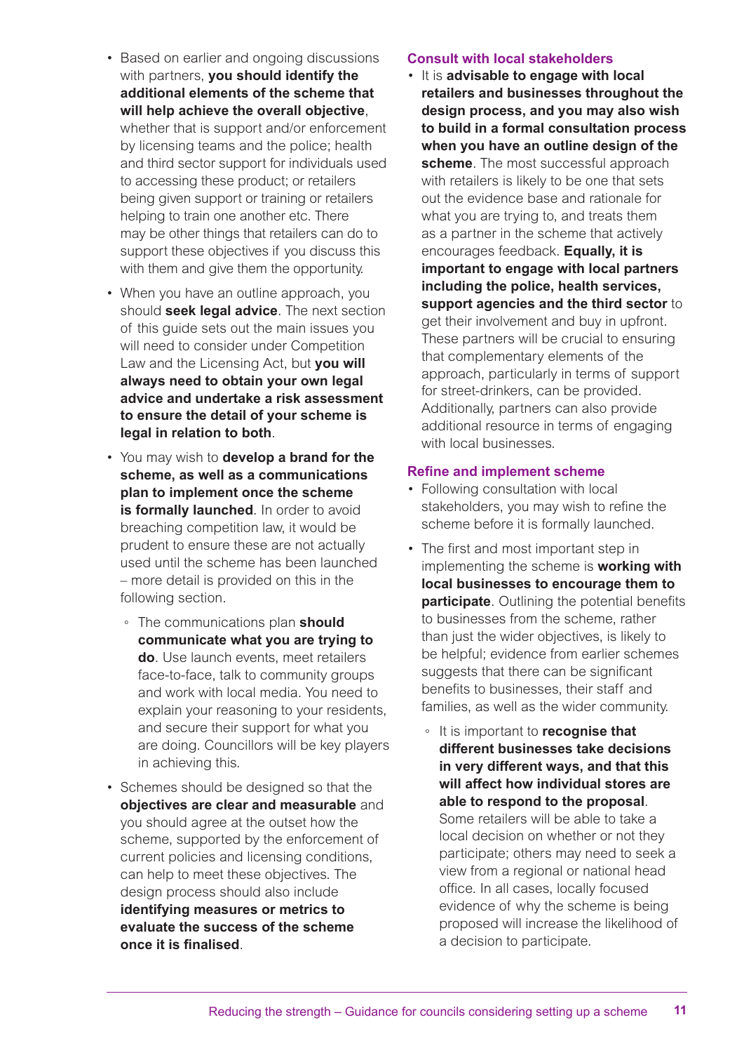- Based on earlier and ongoing discussions with partners, **you should identify the additional elements of the scheme that will help achieve the overall objective**, whether that is support and/or enforcement by licensing teams and the police; health and third sector support for individuals used to accessing these product; or retailers being given support or training or retailers helping to train one another etc. There may be other things that retailers can do to support these objectives if you discuss this with them and give them the opportunity.
- When you have an outline approach, you should **seek legal advice**. The next section of this guide sets out the main issues you will need to consider under Competition Law and the Licensing Act, but **you will always need to obtain your own legal advice and undertake a risk assessment to ensure the detail of your scheme is legal in relation to both**.
- You may wish to **develop a brand for the scheme, as well as a communications plan to implement once the scheme is formally launched**. In order to avoid breaching competition law, it would be prudent to ensure these are not actually used until the scheme has been launched – more detail is provided on this in the following section.
  - The communications plan **should communicate what you are trying to do**. Use launch events, meet retailers face-to-face, talk to community groups and work with local media. You need to explain your reasoning to your residents, and secure their support for what you are doing. Councillors will be key players in achieving this.
- Schemes should be designed so that the **objectives are clear and measurable** and you should agree at the outset how the scheme, supported by the enforcement of current policies and licensing conditions, can help to meet these objectives. The design process should also include **identifying measures or metrics to evaluate the success of the scheme once it is finalised**.

### Consult with local stakeholders

- It is **advisable to engage with local retailers and businesses throughout the design process, and you may also wish to build in a formal consultation process when you have an outline design of the scheme**. The most successful approach with retailers is likely to be one that sets out the evidence base and rationale for what you are trying to, and treats them as a partner in the scheme that actively encourages feedback. **Equally, it is important to engage with local partners including the police, health services, support agencies and the third sector** to get their involvement and buy in upfront. These partners will be crucial to ensuring that complementary elements of the approach, particularly in terms of support for street-drinkers, can be provided. Additionally, partners can also provide additional resource in terms of engaging with local businesses.

### Refine and implement scheme

- Following consultation with local stakeholders, you may wish to refine the scheme before it is formally launched.
- The first and most important step in implementing the scheme is **working with local businesses to encourage them to participate**. Outlining the potential benefits to businesses from the scheme, rather than just the wider objectives, is likely to be helpful; evidence from earlier schemes suggests that there can be significant benefits to businesses, their staff and families, as well as the wider community.
  - It is important to **recognise that different businesses take decisions in very different ways, and that this will affect how individual stores are able to respond to the proposal**. Some retailers will be able to take a local decision on whether or not they participate; others may need to seek a view from a regional or national head office. In all cases, locally focused evidence of why the scheme is being proposed will increase the likelihood of a decision to participate.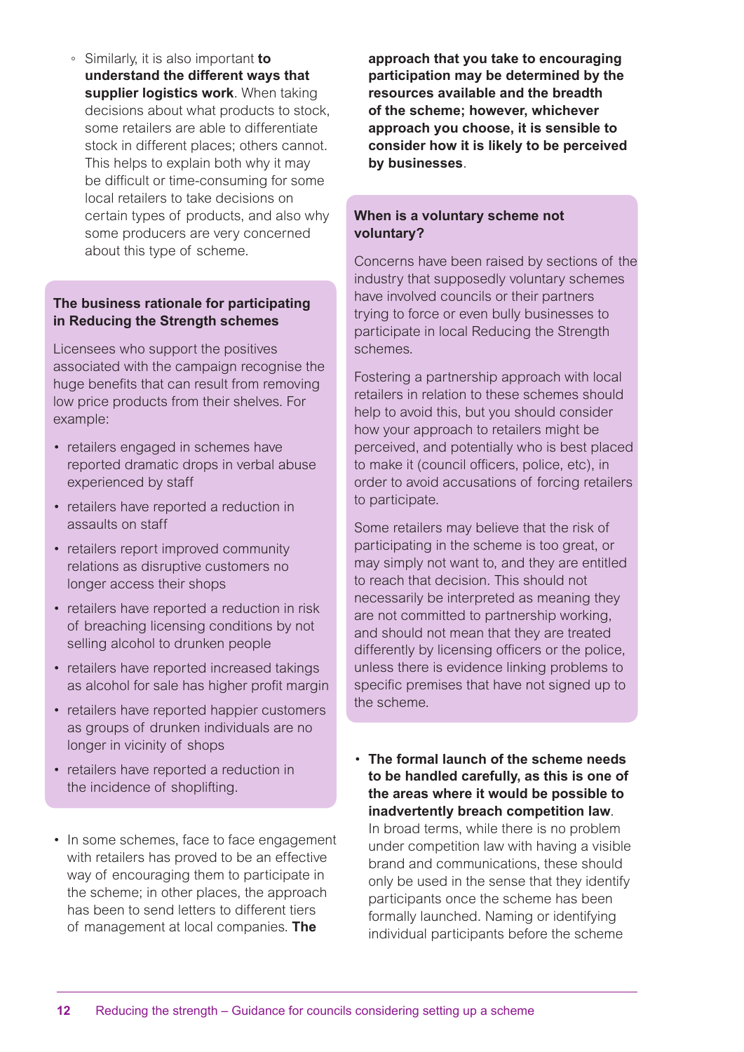- Similarly, it is also important **to understand the different ways that supplier logistics work**. When taking decisions about what products to stock, some retailers are able to differentiate stock in different places; others cannot. This helps to explain both why it may be difficult or time-consuming for some local retailers to take decisions on certain types of products, and also why some producers are very concerned about this type of scheme.

### The business rationale for participating in Reducing the Strength schemes

Licensees who support the positives associated with the campaign recognise the huge benefits that can result from removing low price products from their shelves. For example:

- retailers engaged in schemes have reported dramatic drops in verbal abuse experienced by staff
- retailers have reported a reduction in assaults on staff
- retailers report improved community relations as disruptive customers no longer access their shops
- retailers have reported a reduction in risk of breaching licensing conditions by not selling alcohol to drunken people
- retailers have reported increased takings as alcohol for sale has higher profit margin
- retailers have reported happier customers as groups of drunken individuals are no longer in vicinity of shops
- retailers have reported a reduction in the incidence of shoplifting.

- In some schemes, face to face engagement with retailers has proved to be an effective way of encouraging them to participate in the scheme; in other places, the approach has been to send letters to different tiers of management at local companies. **The approach that you take to encouraging participation may be determined by the resources available and the breadth of the scheme; however, whichever approach you choose, it is sensible to consider how it is likely to be perceived by businesses**.

### When is a voluntary scheme not voluntary?

Concerns have been raised by sections of the industry that supposedly voluntary schemes have involved councils or their partners trying to force or even bully businesses to participate in local Reducing the Strength schemes.

Fostering a partnership approach with local retailers in relation to these schemes should help to avoid this, but you should consider how your approach to retailers might be perceived, and potentially who is best placed to make it (council officers, police, etc), in order to avoid accusations of forcing retailers to participate.

Some retailers may believe that the risk of participating in the scheme is too great, or may simply not want to, and they are entitled to reach that decision. This should not necessarily be interpreted as meaning they are not committed to partnership working, and should not mean that they are treated differently by licensing officers or the police, unless there is evidence linking problems to specific premises that have not signed up to the scheme.

- **The formal launch of the scheme needs to be handled carefully, as this is one of the areas where it would be possible to inadvertently breach competition law**. In broad terms, while there is no problem under competition law with having a visible brand and communications, these should only be used in the sense that they identify participants once the scheme has been formally launched. Naming or identifying individual participants before the scheme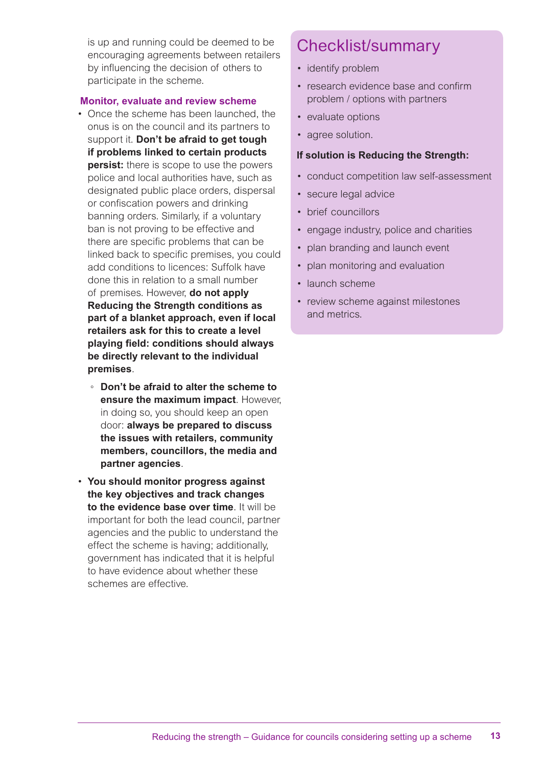is up and running could be deemed to be encouraging agreements between retailers by influencing the decision of others to participate in the scheme.

### Monitor, evaluate and review scheme

- Once the scheme has been launched, the onus is on the council and its partners to support it. **Don't be afraid to get tough if problems linked to certain products persist:** there is scope to use the powers police and local authorities have, such as designated public place orders, dispersal or confiscation powers and drinking banning orders. Similarly, if a voluntary ban is not proving to be effective and there are specific problems that can be linked back to specific premises, you could add conditions to licences: Suffolk have done this in relation to a small number of premises. However, **do not apply Reducing the Strength conditions as part of a blanket approach, even if local retailers ask for this to create a level playing field: conditions should always be directly relevant to the individual premises**.
  - **Don't be afraid to alter the scheme to ensure the maximum impact**. However, in doing so, you should keep an open door: **always be prepared to discuss the issues with retailers, community members, councillors, the media and partner agencies**.
- **You should monitor progress against the key objectives and track changes to the evidence base over time**. It will be important for both the lead council, partner agencies and the public to understand the effect the scheme is having; additionally, government has indicated that it is helpful to have evidence about whether these schemes are effective.

## Checklist/summary

- identify problem
- research evidence base and confirm problem / options with partners
- evaluate options
- agree solution.

**If solution is Reducing the Strength:**

- conduct competition law self-assessment
- secure legal advice
- brief councillors
- engage industry, police and charities
- plan branding and launch event
- plan monitoring and evaluation
- launch scheme
- review scheme against milestones and metrics.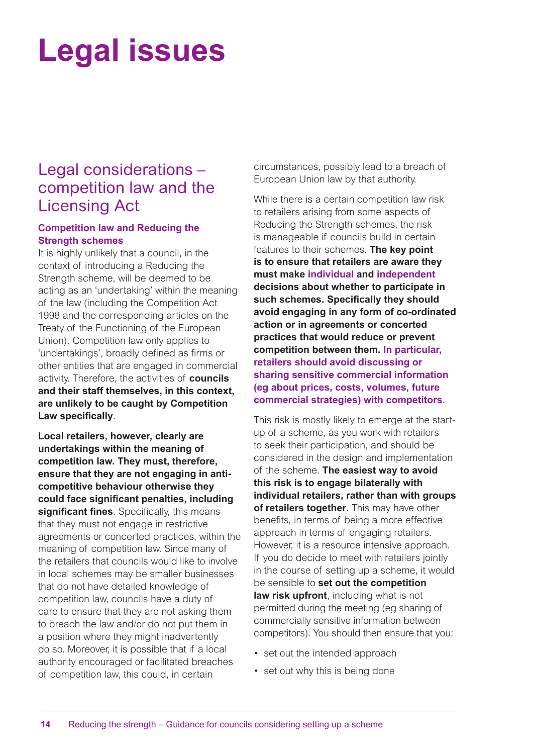# Legal issues

## Legal considerations – competition law and the Licensing Act

### Competition law and Reducing the Strength schemes

It is highly unlikely that a council, in the context of introducing a Reducing the Strength scheme, will be deemed to be acting as an 'undertaking' within the meaning of the law (including the Competition Act 1998 and the corresponding articles on the Treaty of the Functioning of the European Union). Competition law only applies to 'undertakings', broadly defined as firms or other entities that are engaged in commercial activity. Therefore, the activities of **councils and their staff themselves, in this context, are unlikely to be caught by Competition Law specifically**.

**Local retailers, however, clearly are undertakings within the meaning of competition law. They must, therefore, ensure that they are not engaging in anti-competitive behaviour otherwise they could face significant penalties, including significant fines**. Specifically, this means that they must not engage in restrictive agreements or concerted practices, within the meaning of competition law. Since many of the retailers that councils would like to involve in local schemes may be smaller businesses that do not have detailed knowledge of competition law, councils have a duty of care to ensure that they are not asking them to breach the law and/or do not put them in a position where they might inadvertently do so. Moreover, it is possible that if a local authority encouraged or facilitated breaches of competition law, this could, in certain circumstances, possibly lead to a breach of European Union law by that authority.

While there is a certain competition law risk to retailers arising from some aspects of Reducing the Strength schemes, the risk is manageable if councils build in certain features to their schemes. **The key point is to ensure that retailers are aware they must make individual and independent decisions about whether to participate in such schemes. Specifically they should avoid engaging in any form of co-ordinated action or in agreements or concerted practices that would reduce or prevent competition between them. In particular, retailers should avoid discussing or sharing sensitive commercial information (eg about prices, costs, volumes, future commercial strategies) with competitors**.

This risk is mostly likely to emerge at the start-up of a scheme, as you work with retailers to seek their participation, and should be considered in the design and implementation of the scheme. **The easiest way to avoid this risk is to engage bilaterally with individual retailers, rather than with groups of retailers together**. This may have other benefits, in terms of being a more effective approach in terms of engaging retailers. However, it is a resource intensive approach. If you do decide to meet with retailers jointly in the course of setting up a scheme, it would be sensible to **set out the competition law risk upfront**, including what is not permitted during the meeting (eg sharing of commercially sensitive information between competitors). You should then ensure that you:

- set out the intended approach
- set out why this is being done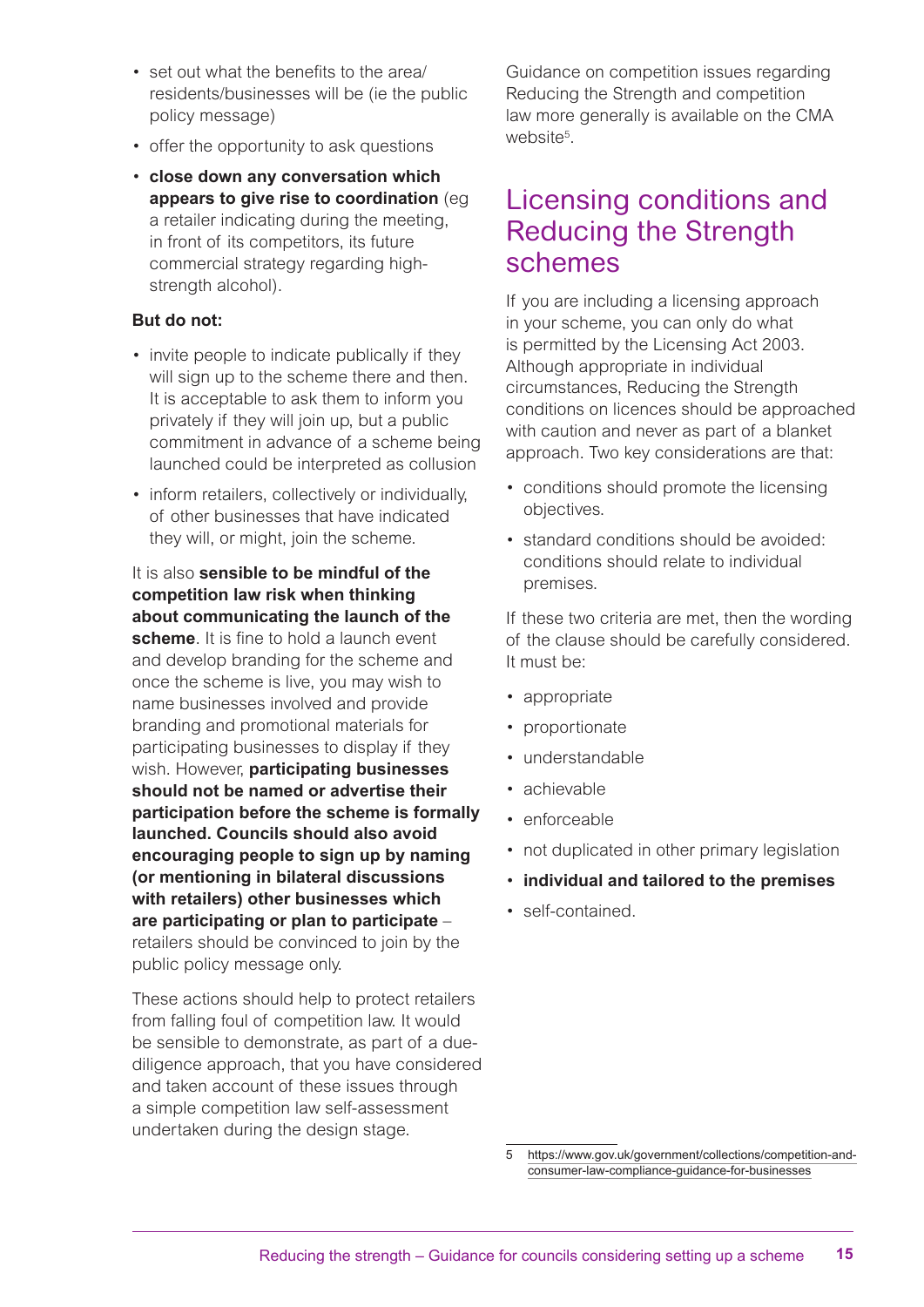- set out what the benefits to the area/ residents/businesses will be (ie the public policy message)
- offer the opportunity to ask questions
- **close down any conversation which appears to give rise to coordination** (eg a retailer indicating during the meeting, in front of its competitors, its future commercial strategy regarding high-strength alcohol).

**But do not:**

- invite people to indicate publically if they will sign up to the scheme there and then. It is acceptable to ask them to inform you privately if they will join up, but a public commitment in advance of a scheme being launched could be interpreted as collusion
- inform retailers, collectively or individually, of other businesses that have indicated they will, or might, join the scheme.

It is also **sensible to be mindful of the competition law risk when thinking about communicating the launch of the scheme**. It is fine to hold a launch event and develop branding for the scheme and once the scheme is live, you may wish to name businesses involved and provide branding and promotional materials for participating businesses to display if they wish. However, **participating businesses should not be named or advertise their participation before the scheme is formally launched. Councils should also avoid encouraging people to sign up by naming (or mentioning in bilateral discussions with retailers) other businesses which are participating or plan to participate** – retailers should be convinced to join by the public policy message only.

These actions should help to protect retailers from falling foul of competition law. It would be sensible to demonstrate, as part of a due-diligence approach, that you have considered and taken account of these issues through a simple competition law self-assessment undertaken during the design stage.

Guidance on competition issues regarding Reducing the Strength and competition law more generally is available on the CMA website[5].

## Licensing conditions and Reducing the Strength schemes

If you are including a licensing approach in your scheme, you can only do what is permitted by the Licensing Act 2003. Although appropriate in individual circumstances, Reducing the Strength conditions on licences should be approached with caution and never as part of a blanket approach. Two key considerations are that:

- conditions should promote the licensing objectives.
- standard conditions should be avoided: conditions should relate to individual premises.

If these two criteria are met, then the wording of the clause should be carefully considered. It must be:

- appropriate
- proportionate
- understandable
- achievable
- enforceable
- not duplicated in other primary legislation
- **individual and tailored to the premises**
- self-contained.

5 https://www.gov.uk/government/collections/competition-and-consumer-law-compliance-guidance-for-businesses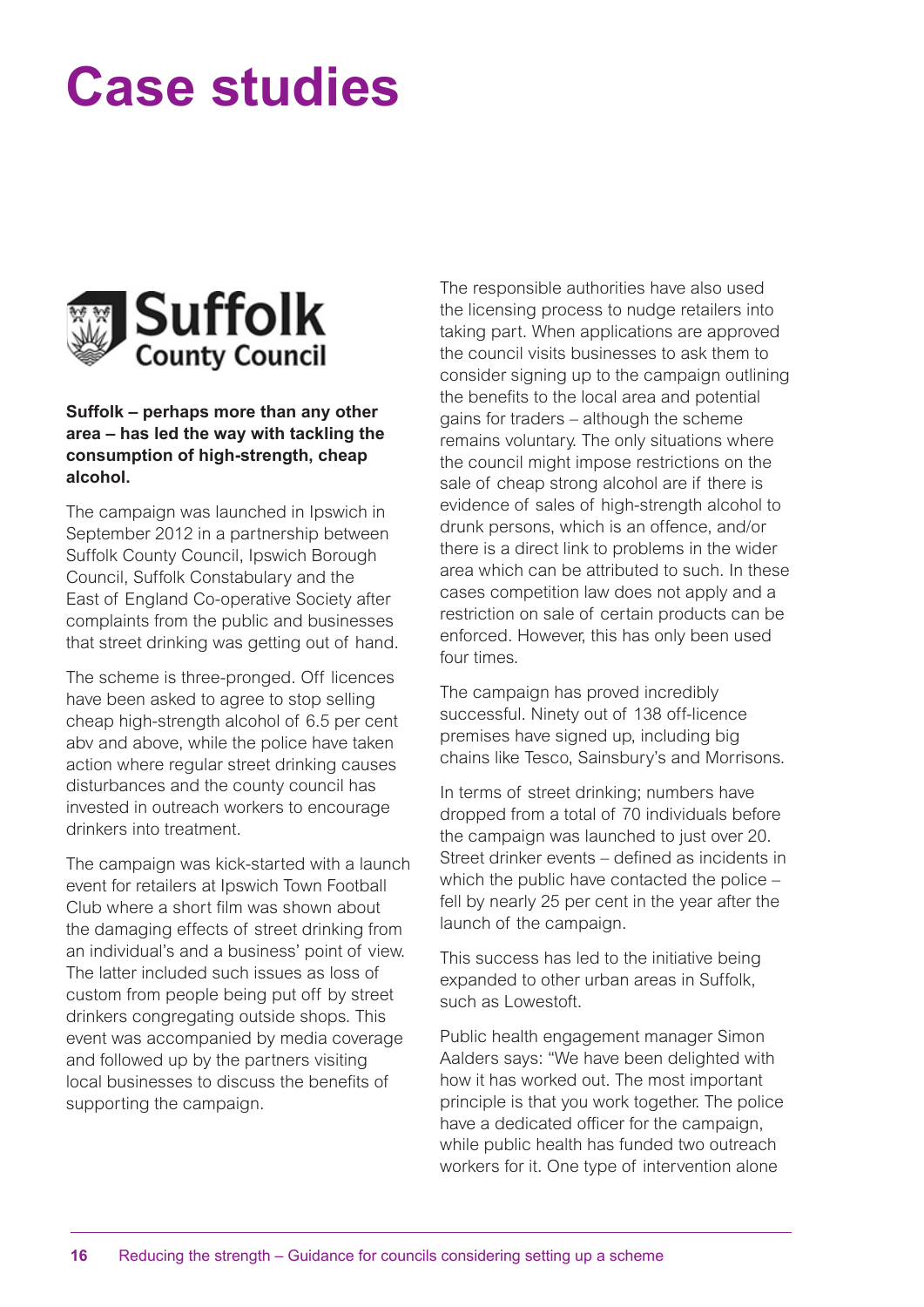# Case studies

Suffolk County Council

**Suffolk – perhaps more than any other area – has led the way with tackling the consumption of high-strength, cheap alcohol.**

The campaign was launched in Ipswich in September 2012 in a partnership between Suffolk County Council, Ipswich Borough Council, Suffolk Constabulary and the East of England Co-operative Society after complaints from the public and businesses that street drinking was getting out of hand.

The scheme is three-pronged. Off licences have been asked to agree to stop selling cheap high-strength alcohol of 6.5 per cent abv and above, while the police have taken action where regular street drinking causes disturbances and the county council has invested in outreach workers to encourage drinkers into treatment.

The campaign was kick-started with a launch event for retailers at Ipswich Town Football Club where a short film was shown about the damaging effects of street drinking from an individual's and a business' point of view. The latter included such issues as loss of custom from people being put off by street drinkers congregating outside shops. This event was accompanied by media coverage and followed up by the partners visiting local businesses to discuss the benefits of supporting the campaign.

The responsible authorities have also used the licensing process to nudge retailers into taking part. When applications are approved the council visits businesses to ask them to consider signing up to the campaign outlining the benefits to the local area and potential gains for traders – although the scheme remains voluntary. The only situations where the council might impose restrictions on the sale of cheap strong alcohol are if there is evidence of sales of high-strength alcohol to drunk persons, which is an offence, and/or there is a direct link to problems in the wider area which can be attributed to such. In these cases competition law does not apply and a restriction on sale of certain products can be enforced. However, this has only been used four times.

The campaign has proved incredibly successful. Ninety out of 138 off-licence premises have signed up, including big chains like Tesco, Sainsbury's and Morrisons.

In terms of street drinking; numbers have dropped from a total of 70 individuals before the campaign was launched to just over 20. Street drinker events – defined as incidents in which the public have contacted the police – fell by nearly 25 per cent in the year after the launch of the campaign.

This success has led to the initiative being expanded to other urban areas in Suffolk, such as Lowestoft.

Public health engagement manager Simon Aalders says: "We have been delighted with how it has worked out. The most important principle is that you work together. The police have a dedicated officer for the campaign, while public health has funded two outreach workers for it. One type of intervention alone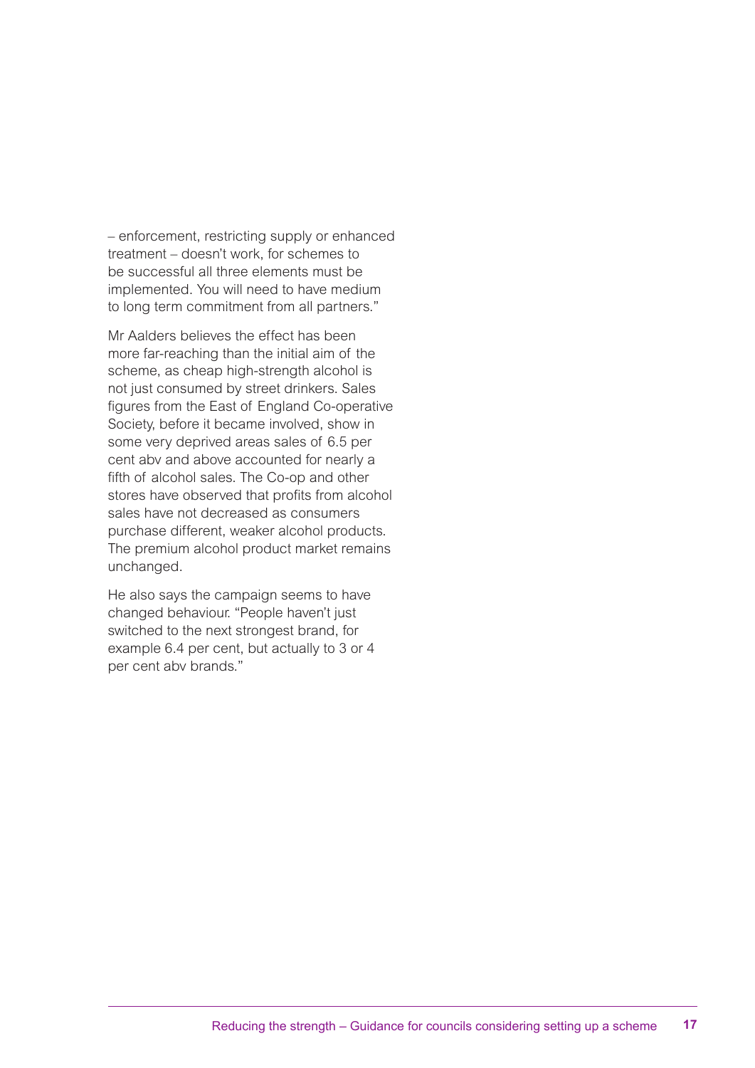– enforcement, restricting supply or enhanced treatment – doesn't work, for schemes to be successful all three elements must be implemented. You will need to have medium to long term commitment from all partners."

Mr Aalders believes the effect has been more far-reaching than the initial aim of the scheme, as cheap high-strength alcohol is not just consumed by street drinkers. Sales figures from the East of England Co-operative Society, before it became involved, show in some very deprived areas sales of 6.5 per cent abv and above accounted for nearly a fifth of alcohol sales. The Co-op and other stores have observed that profits from alcohol sales have not decreased as consumers purchase different, weaker alcohol products. The premium alcohol product market remains unchanged.

He also says the campaign seems to have changed behaviour. "People haven't just switched to the next strongest brand, for example 6.4 per cent, but actually to 3 or 4 per cent abv brands."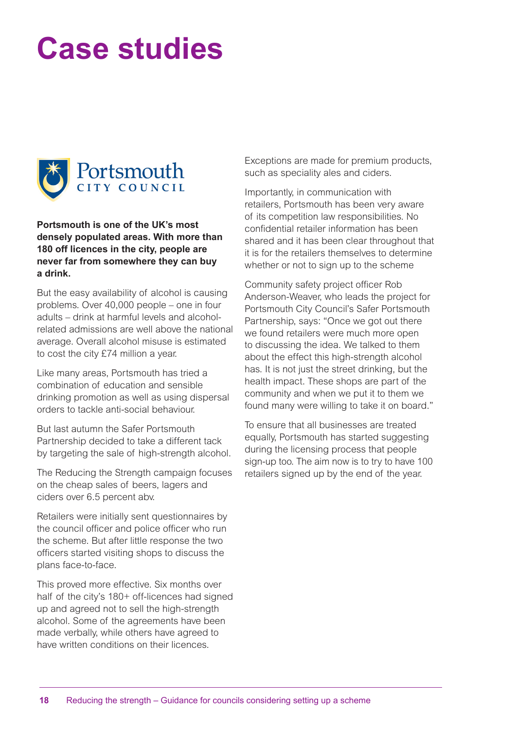# Case studies

Portsmouth CITY COUNCIL

**Portsmouth is one of the UK's most densely populated areas. With more than 180 off licences in the city, people are never far from somewhere they can buy a drink.**

But the easy availability of alcohol is causing problems. Over 40,000 people – one in four adults – drink at harmful levels and alcohol-related admissions are well above the national average. Overall alcohol misuse is estimated to cost the city £74 million a year.

Like many areas, Portsmouth has tried a combination of education and sensible drinking promotion as well as using dispersal orders to tackle anti-social behaviour.

But last autumn the Safer Portsmouth Partnership decided to take a different tack by targeting the sale of high-strength alcohol.

The Reducing the Strength campaign focuses on the cheap sales of beers, lagers and ciders over 6.5 percent abv.

Retailers were initially sent questionnaires by the council officer and police officer who run the scheme. But after little response the two officers started visiting shops to discuss the plans face-to-face.

This proved more effective. Six months over half of the city's 180+ off-licences had signed up and agreed not to sell the high-strength alcohol. Some of the agreements have been made verbally, while others have agreed to have written conditions on their licences.

Exceptions are made for premium products, such as speciality ales and ciders.

Importantly, in communication with retailers, Portsmouth has been very aware of its competition law responsibilities. No confidential retailer information has been shared and it has been clear throughout that it is for the retailers themselves to determine whether or not to sign up to the scheme

Community safety project officer Rob Anderson-Weaver, who leads the project for Portsmouth City Council's Safer Portsmouth Partnership, says: "Once we got out there we found retailers were much more open to discussing the idea. We talked to them about the effect this high-strength alcohol has. It is not just the street drinking, but the health impact. These shops are part of the community and when we put it to them we found many were willing to take it on board."

To ensure that all businesses are treated equally, Portsmouth has started suggesting during the licensing process that people sign-up too. The aim now is to try to have 100 retailers signed up by the end of the year.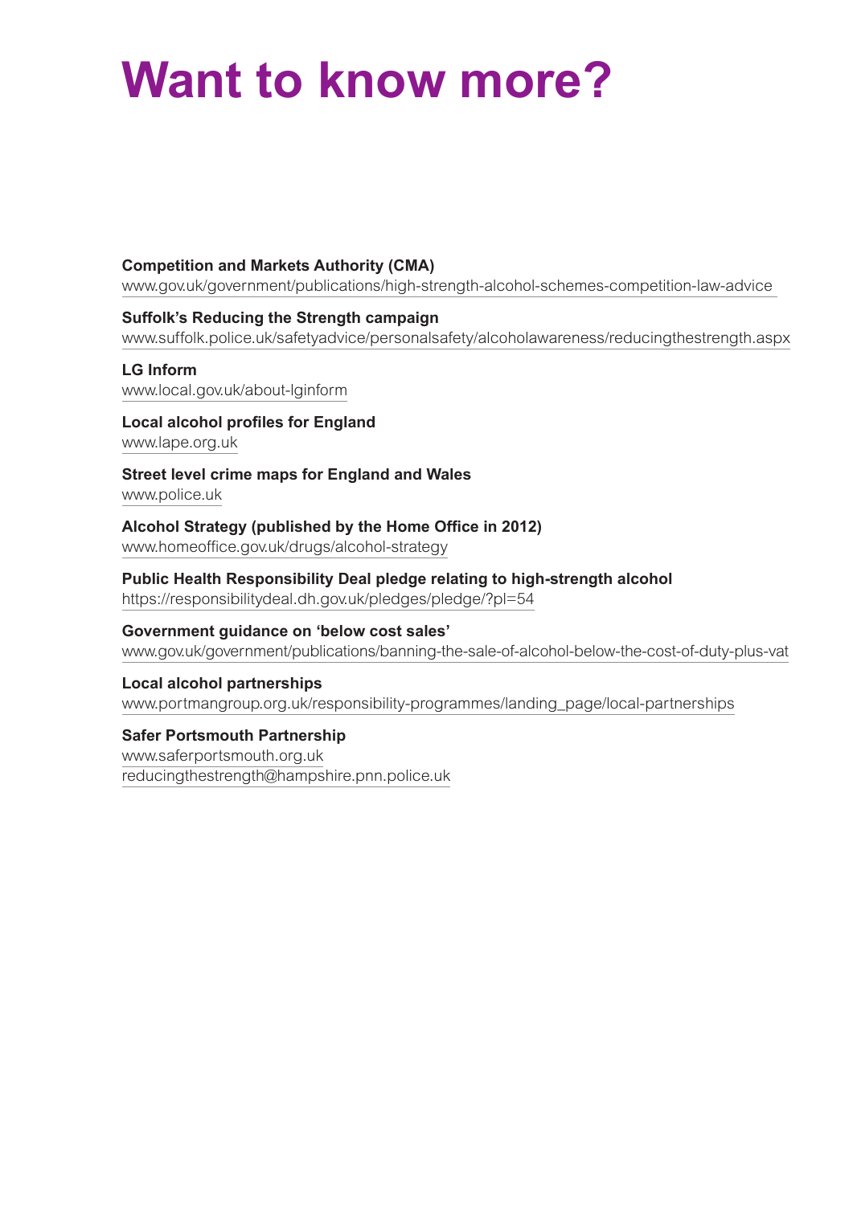# Want to know more?

**Competition and Markets Authority (CMA)**
www.gov.uk/government/publications/high-strength-alcohol-schemes-competition-law-advice

**Suffolk's Reducing the Strength campaign**
www.suffolk.police.uk/safetyadvice/personalsafety/alcoholawareness/reducingthestrength.aspx

**LG Inform**
www.local.gov.uk/about-lginform

**Local alcohol profiles for England**
www.lape.org.uk

**Street level crime maps for England and Wales**
www.police.uk

**Alcohol Strategy (published by the Home Office in 2012)**
www.homeoffice.gov.uk/drugs/alcohol-strategy

**Public Health Responsibility Deal pledge relating to high-strength alcohol**
https://responsibilitydeal.dh.gov.uk/pledges/pledge/?pl=54

**Government guidance on 'below cost sales'**
www.gov.uk/government/publications/banning-the-sale-of-alcohol-below-the-cost-of-duty-plus-vat

**Local alcohol partnerships**
www.portmangroup.org.uk/responsibility-programmes/landing_page/local-partnerships

**Safer Portsmouth Partnership**
www.saferportsmouth.org.uk
reducingthestrength@hampshire.pnn.police.uk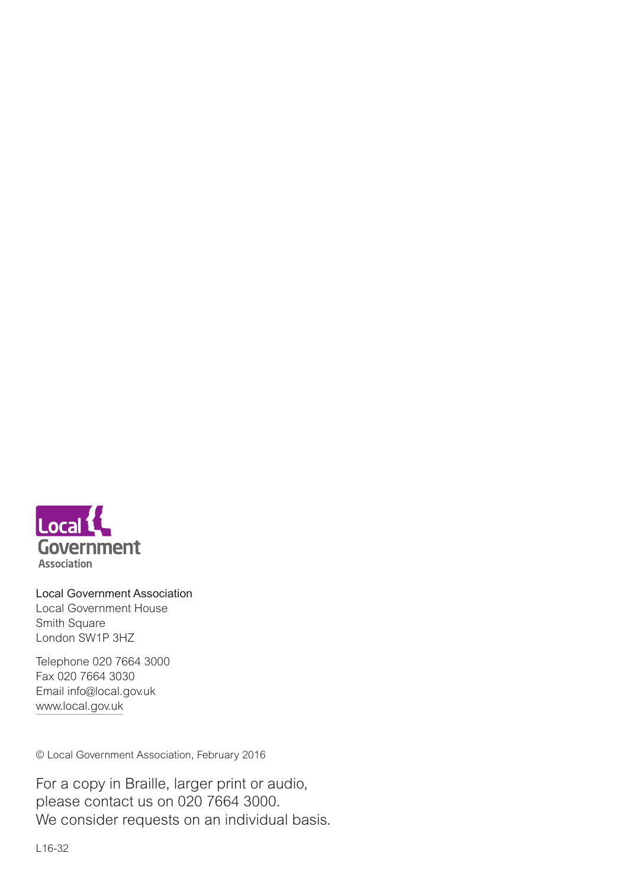Local Government Association

Local Government Association
Local Government House
Smith Square
London SW1P 3HZ

Telephone 020 7664 3000
Fax 020 7664 3030
Email info@local.gov.uk
www.local.gov.uk

© Local Government Association, February 2016

For a copy in Braille, larger print or audio,
please contact us on 020 7664 3000.
We consider requests on an individual basis.

L16-32